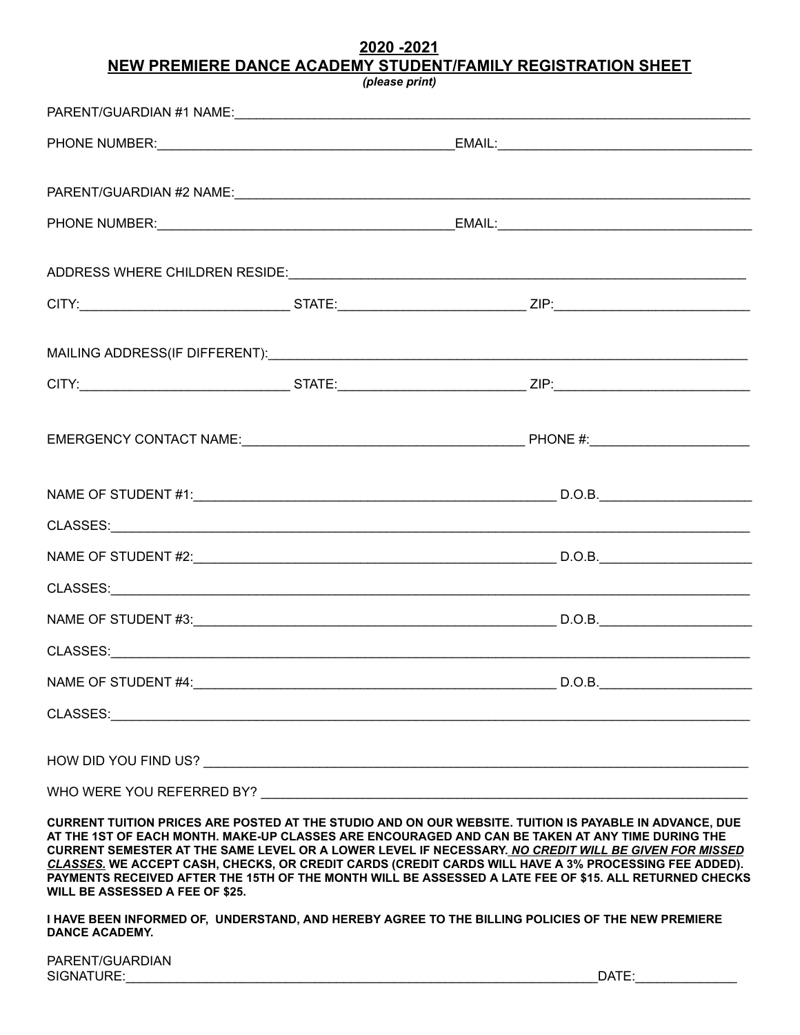## 2020 -2021
## NEW PREMIERE DANCE ACADEMY STUDENT/FAMILY REGISTRATION SHEET

*(please print)*

PARENT/GUARDIAN #1 NAME:______________________________________________________________

PHONE NUMBER:_______________________________ EMAIL:___________________________

PARENT/GUARDIAN #2 NAME:______________________________________________________________

PHONE NUMBER:_______________________________ EMAIL:___________________________

ADDRESS WHERE CHILDREN RESIDE:_________________________________________________

CITY:_____________________ STATE:____________________ ZIP:____________________

MAILING ADDRESS(IF DIFFERENT):_________________________________________________

CITY:_____________________ STATE:____________________ ZIP:____________________

EMERGENCY CONTACT NAME:_____________________________ PHONE #:________________

NAME OF STUDENT #1:________________________________________ D.O.B.________________

CLASSES:__________________________________________________________________________

NAME OF STUDENT #2:________________________________________ D.O.B.________________

CLASSES:__________________________________________________________________________

NAME OF STUDENT #3:________________________________________ D.O.B.________________

CLASSES:__________________________________________________________________________

NAME OF STUDENT #4:________________________________________ D.O.B.________________

CLASSES:__________________________________________________________________________

HOW DID YOU FIND US? ___________________________________________________________

WHO WERE YOU REFERRED BY? _____________________________________________________

**CURRENT TUITION PRICES ARE POSTED AT THE STUDIO AND ON OUR WEBSITE. TUITION IS PAYABLE IN ADVANCE, DUE AT THE 1ST OF EACH MONTH. MAKE-UP CLASSES ARE ENCOURAGED AND CAN BE TAKEN AT ANY TIME DURING THE CURRENT SEMESTER AT THE SAME LEVEL OR A LOWER LEVEL IF NECESSARY. *NO CREDIT WILL BE GIVEN FOR MISSED CLASSES.* WE ACCEPT CASH, CHECKS, OR CREDIT CARDS (CREDIT CARDS WILL HAVE A 3% PROCESSING FEE ADDED). PAYMENTS RECEIVED AFTER THE 15TH OF THE MONTH WILL BE ASSESSED A LATE FEE OF $15. ALL RETURNED CHECKS WILL BE ASSESSED A FEE OF $25.**

**I HAVE BEEN INFORMED OF, UNDERSTAND, AND HEREBY AGREE TO THE BILLING POLICIES OF THE NEW PREMIERE DANCE ACADEMY.**

PARENT/GUARDIAN
SIGNATURE:_____________________________________________________ DATE:______________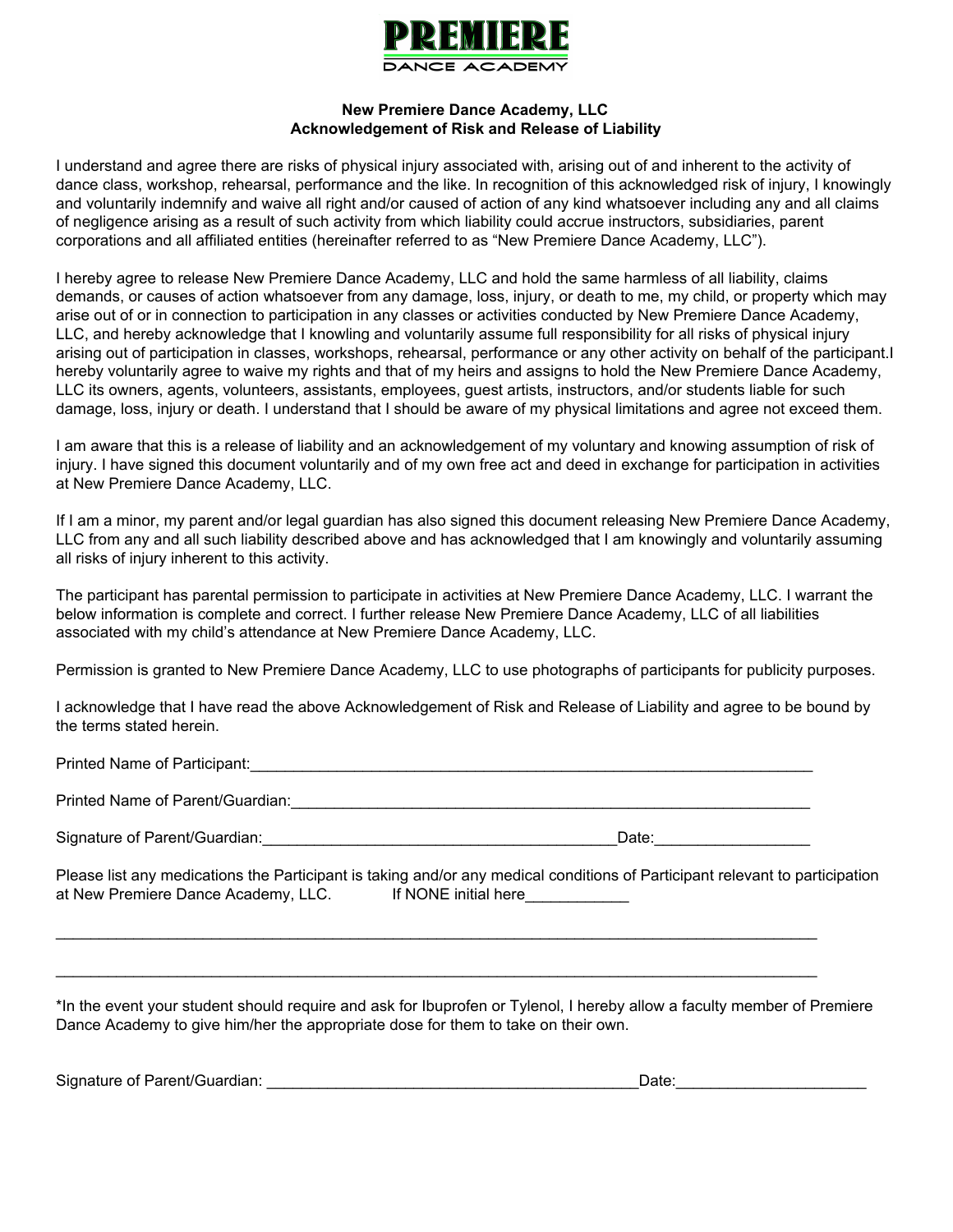PREMIERE
DANCE ACADEMY

**New Premiere Dance Academy, LLC**
**Acknowledgement of Risk and Release of Liability**

I understand and agree there are risks of physical injury associated with, arising out of and inherent to the activity of dance class, workshop, rehearsal, performance and the like. In recognition of this acknowledged risk of injury, I knowingly and voluntarily indemnify and waive all right and/or caused of action of any kind whatsoever including any and all claims of negligence arising as a result of such activity from which liability could accrue instructors, subsidiaries, parent corporations and all affiliated entities (hereinafter referred to as "New Premiere Dance Academy, LLC").

I hereby agree to release New Premiere Dance Academy, LLC and hold the same harmless of all liability, claims demands, or causes of action whatsoever from any damage, loss, injury, or death to me, my child, or property which may arise out of or in connection to participation in any classes or activities conducted by New Premiere Dance Academy, LLC, and hereby acknowledge that I knowling and voluntarily assume full responsibility for all risks of physical injury arising out of participation in classes, workshops, rehearsal, performance or any other activity on behalf of the participant.I hereby voluntarily agree to waive my rights and that of my heirs and assigns to hold the New Premiere Dance Academy, LLC its owners, agents, volunteers, assistants, employees, guest artists, instructors, and/or students liable for such damage, loss, injury or death. I understand that I should be aware of my physical limitations and agree not exceed them.

I am aware that this is a release of liability and an acknowledgement of my voluntary and knowing assumption of risk of injury. I have signed this document voluntarily and of my own free act and deed in exchange for participation in activities at New Premiere Dance Academy, LLC.

If I am a minor, my parent and/or legal guardian has also signed this document releasing New Premiere Dance Academy, LLC from any and all such liability described above and has acknowledged that I am knowingly and voluntarily assuming all risks of injury inherent to this activity.

The participant has parental permission to participate in activities at New Premiere Dance Academy, LLC. I warrant the below information is complete and correct. I further release New Premiere Dance Academy, LLC of all liabilities associated with my child's attendance at New Premiere Dance Academy, LLC.

Permission is granted to New Premiere Dance Academy, LLC to use photographs of participants for publicity purposes.

I acknowledge that I have read the above Acknowledgement of Risk and Release of Liability and agree to be bound by the terms stated herein.

Printed Name of Participant:______________________________________________________________________

Printed Name of Parent/Guardian:_________________________________________________________________

Signature of Parent/Guardian:__________________________________________Date:__________________

Please list any medications the Participant is taking and/or any medical conditions of Participant relevant to participation at New Premiere Dance Academy, LLC. If NONE initial here____________

_______________________________________________________________________________________________

_______________________________________________________________________________________________

*In the event your student should require and ask for Ibuprofen or Tylenol, I hereby allow a faculty member of Premiere Dance Academy to give him/her the appropriate dose for them to take on their own.

Signature of Parent/Guardian: ____________________________________________Date:______________________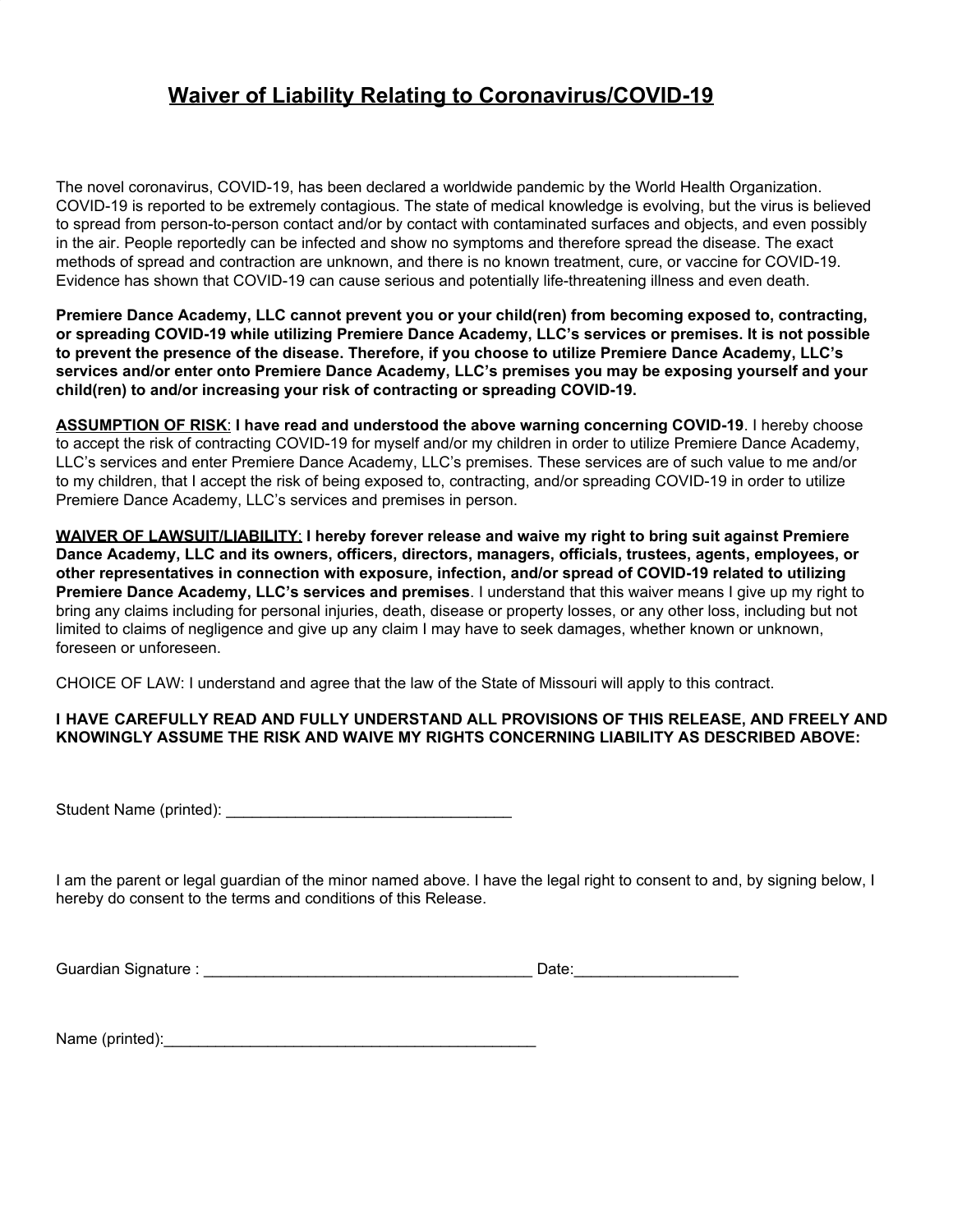# <u>Waiver of Liability Relating to Coronavirus/COVID-19</u>

The novel coronavirus, COVID-19, has been declared a worldwide pandemic by the World Health Organization. COVID-19 is reported to be extremely contagious. The state of medical knowledge is evolving, but the virus is believed to spread from person-to-person contact and/or by contact with contaminated surfaces and objects, and even possibly in the air. People reportedly can be infected and show no symptoms and therefore spread the disease. The exact methods of spread and contraction are unknown, and there is no known treatment, cure, or vaccine for COVID-19. Evidence has shown that COVID-19 can cause serious and potentially life-threatening illness and even death.

**Premiere Dance Academy, LLC cannot prevent you or your child(ren) from becoming exposed to, contracting, or spreading COVID-19 while utilizing Premiere Dance Academy, LLC's services or premises. It is not possible to prevent the presence of the disease. Therefore, if you choose to utilize Premiere Dance Academy, LLC's services and/or enter onto Premiere Dance Academy, LLC's premises you may be exposing yourself and your child(ren) to and/or increasing your risk of contracting or spreading COVID-19.**

**<u>ASSUMPTION OF RISK</u>: I have read and understood the above warning concerning COVID-19**. I hereby choose to accept the risk of contracting COVID-19 for myself and/or my children in order to utilize Premiere Dance Academy, LLC's services and enter Premiere Dance Academy, LLC's premises. These services are of such value to me and/or to my children, that I accept the risk of being exposed to, contracting, and/or spreading COVID-19 in order to utilize Premiere Dance Academy, LLC's services and premises in person.

**<u>WAIVER OF LAWSUIT/LIABILITY</u>: I hereby forever release and waive my right to bring suit against Premiere Dance Academy, LLC and its owners, officers, directors, managers, officials, trustees, agents, employees, or other representatives in connection with exposure, infection, and/or spread of COVID-19 related to utilizing Premiere Dance Academy, LLC's services and premises**. I understand that this waiver means I give up my right to bring any claims including for personal injuries, death, disease or property losses, or any other loss, including but not limited to claims of negligence and give up any claim I may have to seek damages, whether known or unknown, foreseen or unforeseen.

CHOICE OF LAW: I understand and agree that the law of the State of Missouri will apply to this contract.

**I HAVE CAREFULLY READ AND FULLY UNDERSTAND ALL PROVISIONS OF THIS RELEASE, AND FREELY AND KNOWINGLY ASSUME THE RISK AND WAIVE MY RIGHTS CONCERNING LIABILITY AS DESCRIBED ABOVE:**

Student Name (printed): ___________________________________

I am the parent or legal guardian of the minor named above. I have the legal right to consent to and, by signing below, I hereby do consent to the terms and conditions of this Release.

Guardian Signature : ________________________________________ Date:___________________

Name (printed):_____________________________________________